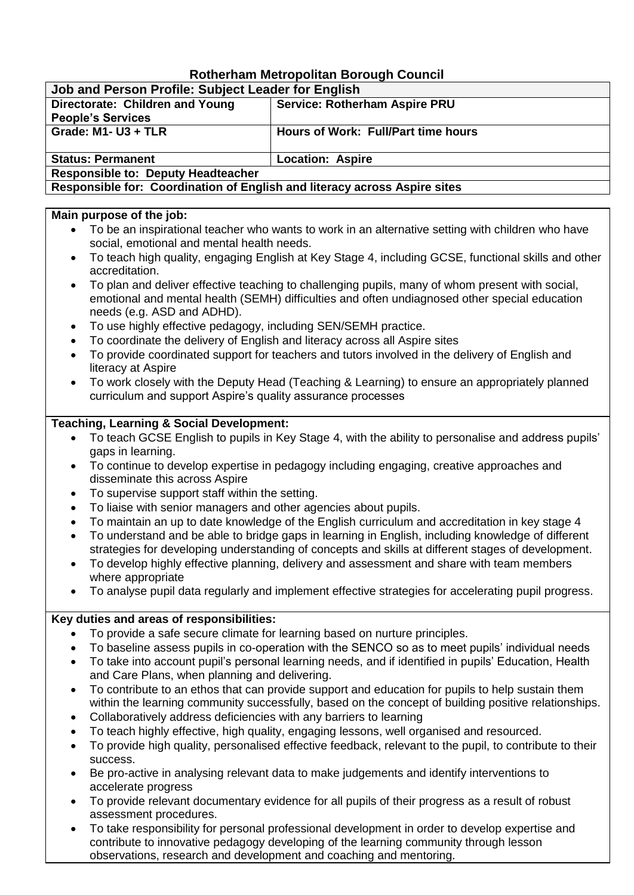# Rotherham Metropolitan Borough Council

| Job and Person Profile: Subject Leader for English | |
|---|---|
| **Directorate: Children and Young People's Services** | **Service: Rotherham Aspire PRU** |
| **Grade: M1- U3 + TLR** | **Hours of Work: Full/Part time hours** |
| **Status: Permanent** | **Location: Aspire** |
| **Responsible to: Deputy Headteacher** | |
| **Responsible for: Coordination of English and literacy across Aspire sites** | |

**Main purpose of the job:**

- To be an inspirational teacher who wants to work in an alternative setting with children who have social, emotional and mental health needs.
- To teach high quality, engaging English at Key Stage 4, including GCSE, functional skills and other accreditation.
- To plan and deliver effective teaching to challenging pupils, many of whom present with social, emotional and mental health (SEMH) difficulties and often undiagnosed other special education needs (e.g. ASD and ADHD).
- To use highly effective pedagogy, including SEN/SEMH practice.
- To coordinate the delivery of English and literacy across all Aspire sites
- To provide coordinated support for teachers and tutors involved in the delivery of English and literacy at Aspire
- To work closely with the Deputy Head (Teaching & Learning) to ensure an appropriately planned curriculum and support Aspire's quality assurance processes

**Teaching, Learning & Social Development:**

- To teach GCSE English to pupils in Key Stage 4, with the ability to personalise and address pupils' gaps in learning.
- To continue to develop expertise in pedagogy including engaging, creative approaches and disseminate this across Aspire
- To supervise support staff within the setting.
- To liaise with senior managers and other agencies about pupils.
- To maintain an up to date knowledge of the English curriculum and accreditation in key stage 4
- To understand and be able to bridge gaps in learning in English, including knowledge of different strategies for developing understanding of concepts and skills at different stages of development.
- To develop highly effective planning, delivery and assessment and share with team members where appropriate
- To analyse pupil data regularly and implement effective strategies for accelerating pupil progress.

**Key duties and areas of responsibilities:**

- To provide a safe secure climate for learning based on nurture principles.
- To baseline assess pupils in co-operation with the SENCO so as to meet pupils' individual needs
- To take into account pupil's personal learning needs, and if identified in pupils' Education, Health and Care Plans, when planning and delivering.
- To contribute to an ethos that can provide support and education for pupils to help sustain them within the learning community successfully, based on the concept of building positive relationships.
- Collaboratively address deficiencies with any barriers to learning
- To teach highly effective, high quality, engaging lessons, well organised and resourced.
- To provide high quality, personalised effective feedback, relevant to the pupil, to contribute to their success.
- Be pro-active in analysing relevant data to make judgements and identify interventions to accelerate progress
- To provide relevant documentary evidence for all pupils of their progress as a result of robust assessment procedures.
- To take responsibility for personal professional development in order to develop expertise and contribute to innovative pedagogy developing of the learning community through lesson observations, research and development and coaching and mentoring.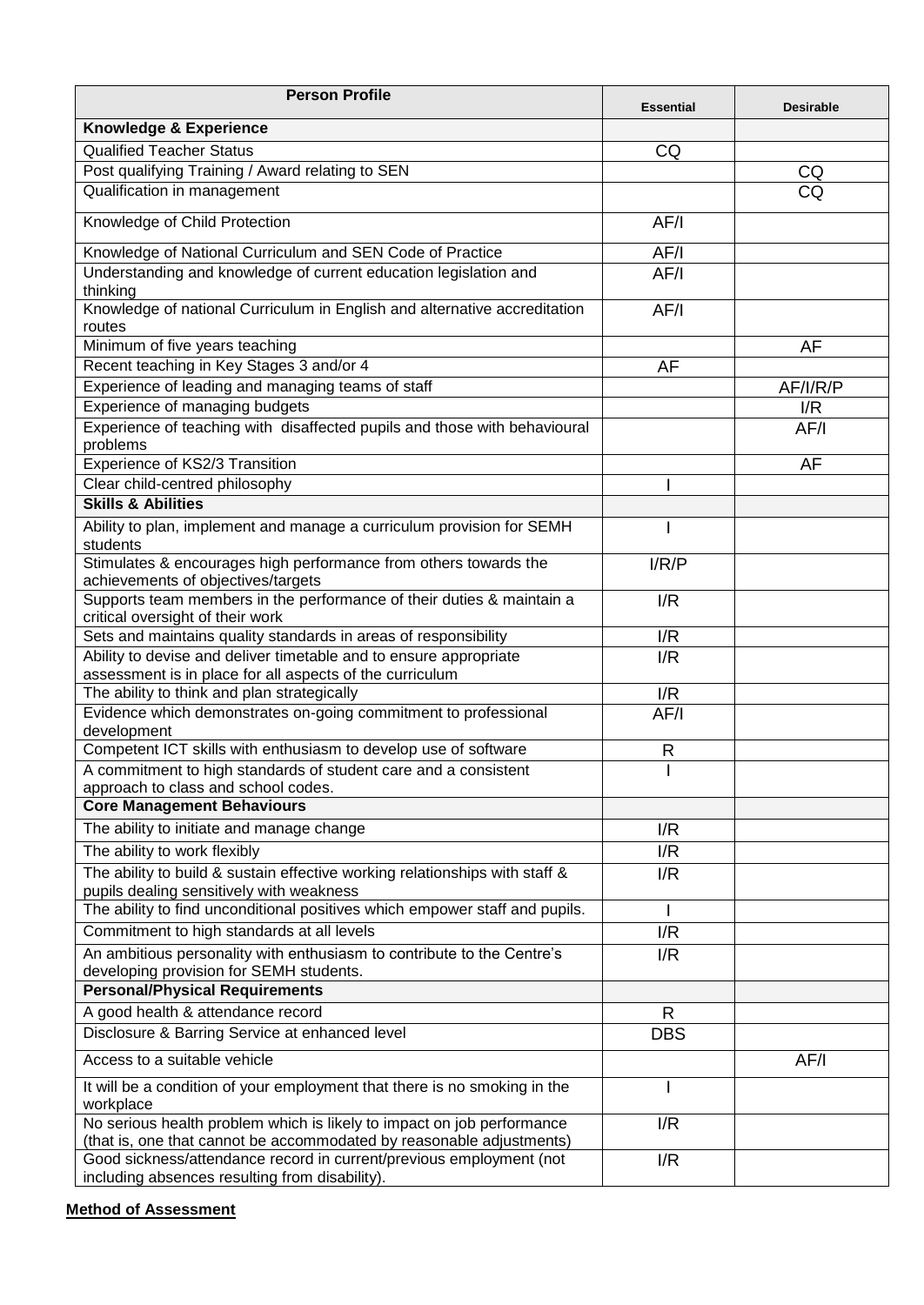| Person Profile | Essential | Desirable |
|---|---|---|
| **Knowledge & Experience** | | |
| Qualified Teacher Status | CQ | |
| Post qualifying Training / Award relating to SEN | | CQ |
| Qualification in management | | CQ |
| Knowledge of Child Protection | AF/I | |
| Knowledge of National Curriculum and SEN Code of Practice | AF/I | |
| Understanding and knowledge of current education legislation and thinking | AF/I | |
| Knowledge of national Curriculum in English and alternative accreditation routes | AF/I | |
| Minimum of five years teaching | | AF |
| Recent teaching in Key Stages 3 and/or 4 | AF | |
| Experience of leading and managing teams of staff | | AF/I/R/P |
| Experience of managing budgets | | I/R |
| Experience of teaching with disaffected pupils and those with behavioural problems | | AF/I |
| Experience of KS2/3 Transition | | AF |
| Clear child-centred philosophy | I | |
| **Skills & Abilities** | | |
| Ability to plan, implement and manage a curriculum provision for SEMH students | I | |
| Stimulates & encourages high performance from others towards the achievements of objectives/targets | I/R/P | |
| Supports team members in the performance of their duties & maintain a critical oversight of their work | I/R | |
| Sets and maintains quality standards in areas of responsibility | I/R | |
| Ability to devise and deliver timetable and to ensure appropriate assessment is in place for all aspects of the curriculum | I/R | |
| The ability to think and plan strategically | I/R | |
| Evidence which demonstrates on-going commitment to professional development | AF/I | |
| Competent ICT skills with enthusiasm to develop use of software | R | |
| A commitment to high standards of student care and a consistent approach to class and school codes. | I | |
| **Core Management Behaviours** | | |
| The ability to initiate and manage change | I/R | |
| The ability to work flexibly | I/R | |
| The ability to build & sustain effective working relationships with staff & pupils dealing sensitively with weakness | I/R | |
| The ability to find unconditional positives which empower staff and pupils. | I | |
| Commitment to high standards at all levels | I/R | |
| An ambitious personality with enthusiasm to contribute to the Centre's developing provision for SEMH students. | I/R | |
| **Personal/Physical Requirements** | | |
| A good health & attendance record | R | |
| Disclosure & Barring Service at enhanced level | DBS | |
| Access to a suitable vehicle | | AF/I |
| It will be a condition of your employment that there is no smoking in the workplace | I | |
| No serious health problem which is likely to impact on job performance (that is, one that cannot be accommodated by reasonable adjustments) | I/R | |
| Good sickness/attendance record in current/previous employment (not including absences resulting from disability). | I/R | |

**Method of Assessment**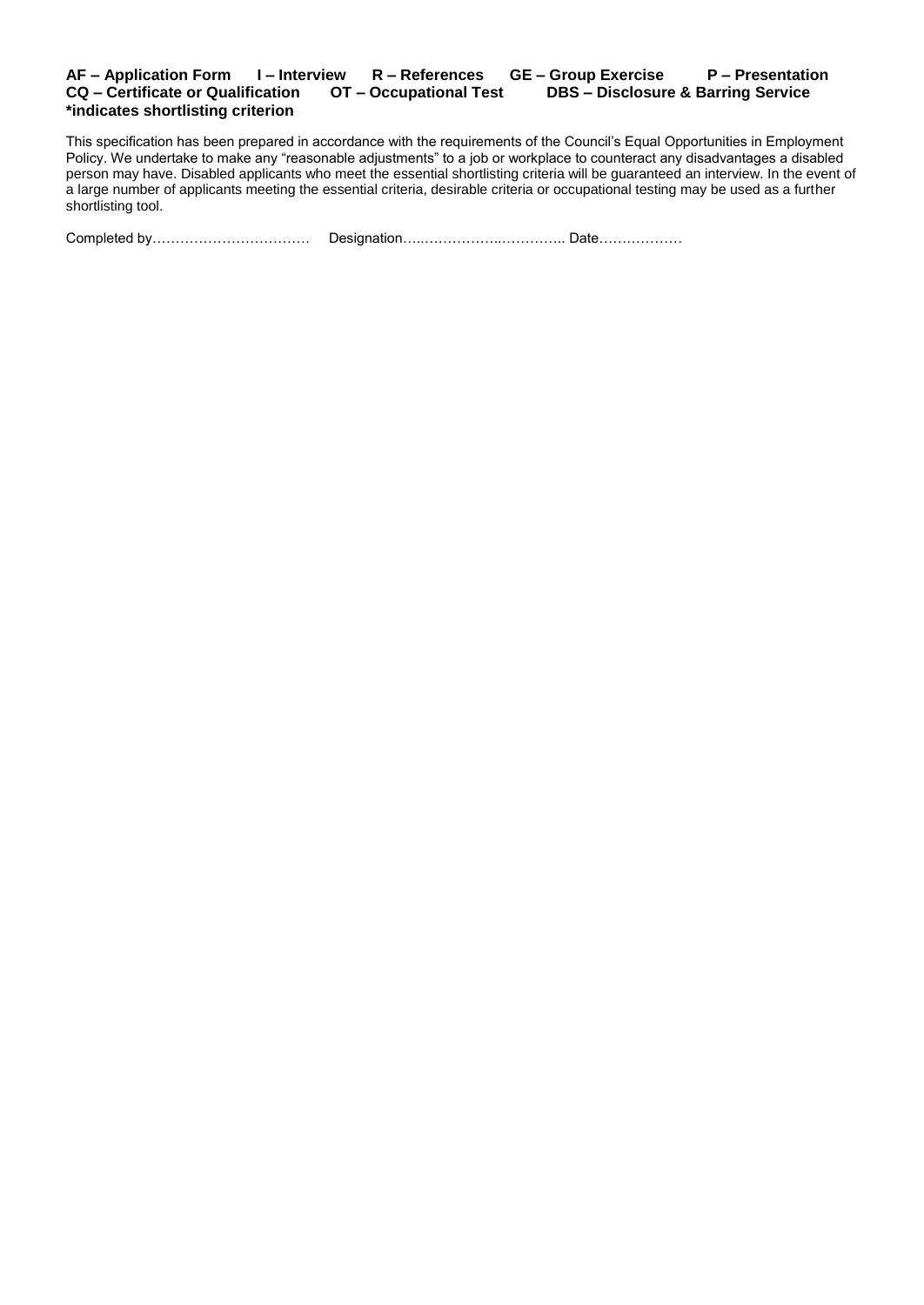**AF – Application Form  I – Interview  R – References  GE – Group Exercise  P – Presentation**
**CQ – Certificate or Qualification  OT – Occupational Test  DBS – Disclosure & Barring Service**
***indicates shortlisting criterion**

This specification has been prepared in accordance with the requirements of the Council's Equal Opportunities in Employment Policy. We undertake to make any "reasonable adjustments" to a job or workplace to counteract any disadvantages a disabled person may have. Disabled applicants who meet the essential shortlisting criteria will be guaranteed an interview. In the event of a large number of applicants meeting the essential criteria, desirable criteria or occupational testing may be used as a further shortlisting tool.

Completed by…………………………… Designation…..……………..………….. Date………………